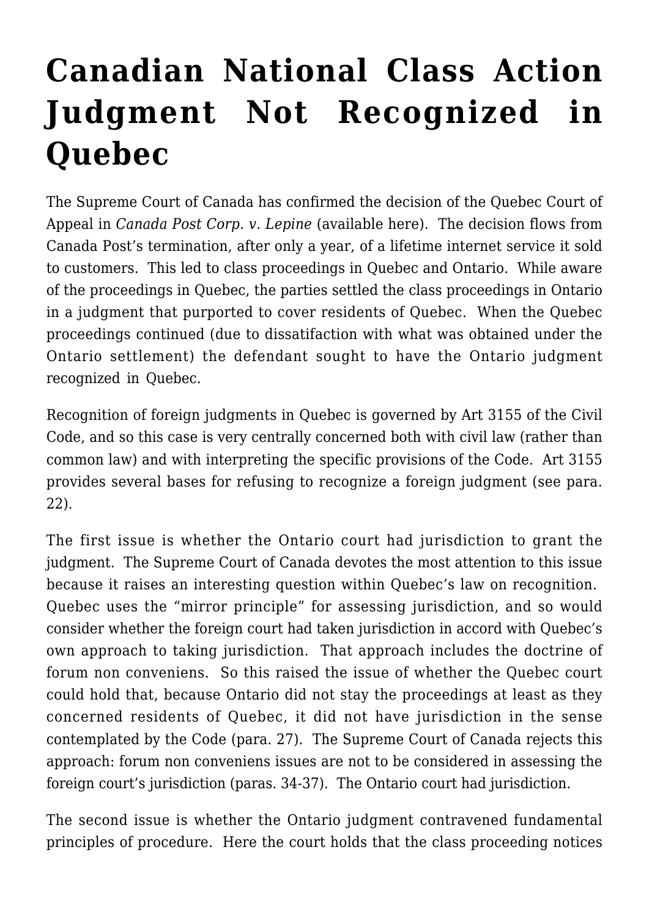# Canadian National Class Action Judgment Not Recognized in Quebec

The Supreme Court of Canada has confirmed the decision of the Quebec Court of Appeal in *Canada Post Corp. v. Lepine* (available here). The decision flows from Canada Post's termination, after only a year, of a lifetime internet service it sold to customers. This led to class proceedings in Quebec and Ontario. While aware of the proceedings in Quebec, the parties settled the class proceedings in Ontario in a judgment that purported to cover residents of Quebec. When the Quebec proceedings continued (due to dissatifaction with what was obtained under the Ontario settlement) the defendant sought to have the Ontario judgment recognized in Quebec.

Recognition of foreign judgments in Quebec is governed by Art 3155 of the Civil Code, and so this case is very centrally concerned both with civil law (rather than common law) and with interpreting the specific provisions of the Code. Art 3155 provides several bases for refusing to recognize a foreign judgment (see para. 22).

The first issue is whether the Ontario court had jurisdiction to grant the judgment. The Supreme Court of Canada devotes the most attention to this issue because it raises an interesting question within Quebec's law on recognition. Quebec uses the "mirror principle" for assessing jurisdiction, and so would consider whether the foreign court had taken jurisdiction in accord with Quebec's own approach to taking jurisdiction. That approach includes the doctrine of forum non conveniens. So this raised the issue of whether the Quebec court could hold that, because Ontario did not stay the proceedings at least as they concerned residents of Quebec, it did not have jurisdiction in the sense contemplated by the Code (para. 27). The Supreme Court of Canada rejects this approach: forum non conveniens issues are not to be considered in assessing the foreign court's jurisdiction (paras. 34-37). The Ontario court had jurisdiction.

The second issue is whether the Ontario judgment contravened fundamental principles of procedure. Here the court holds that the class proceeding notices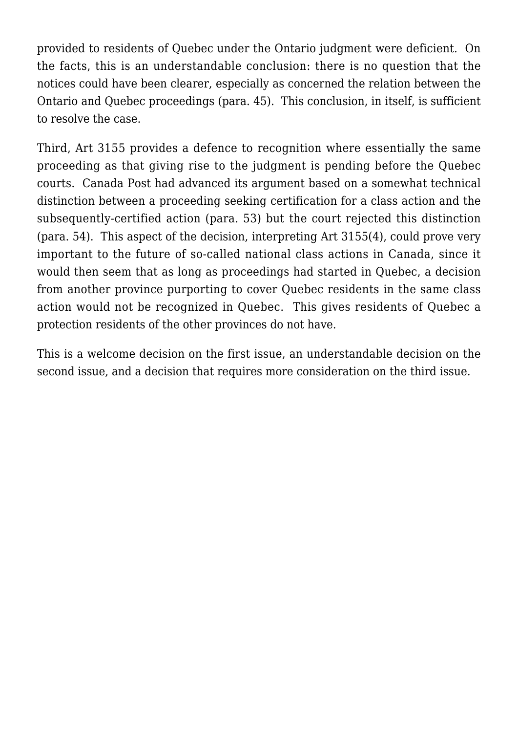provided to residents of Quebec under the Ontario judgment were deficient. On the facts, this is an understandable conclusion: there is no question that the notices could have been clearer, especially as concerned the relation between the Ontario and Quebec proceedings (para. 45). This conclusion, in itself, is sufficient to resolve the case.

Third, Art 3155 provides a defence to recognition where essentially the same proceeding as that giving rise to the judgment is pending before the Quebec courts. Canada Post had advanced its argument based on a somewhat technical distinction between a proceeding seeking certification for a class action and the subsequently-certified action (para. 53) but the court rejected this distinction (para. 54). This aspect of the decision, interpreting Art 3155(4), could prove very important to the future of so-called national class actions in Canada, since it would then seem that as long as proceedings had started in Quebec, a decision from another province purporting to cover Quebec residents in the same class action would not be recognized in Quebec. This gives residents of Quebec a protection residents of the other provinces do not have.

This is a welcome decision on the first issue, an understandable decision on the second issue, and a decision that requires more consideration on the third issue.